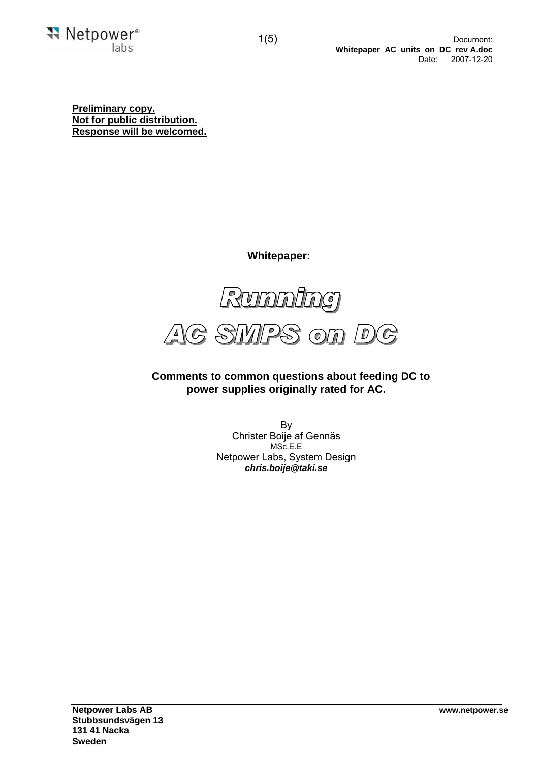**Preliminary copy.**
**Not for public distribution.**
**Response will be welcomed.**

**Whitepaper:**

# Running AC SMPS on DC

**Comments to common questions about feeding DC to power supplies originally rated for AC.**

By
Christer Boije af Gennäs
MSc.E.E
Netpower Labs, System Design
***chris.boije@taki.se***

**Netpower Labs AB**
**Stubbsundsvägen 13**
**131 41 Nacka**
**Sweden**

**www.netpower.se**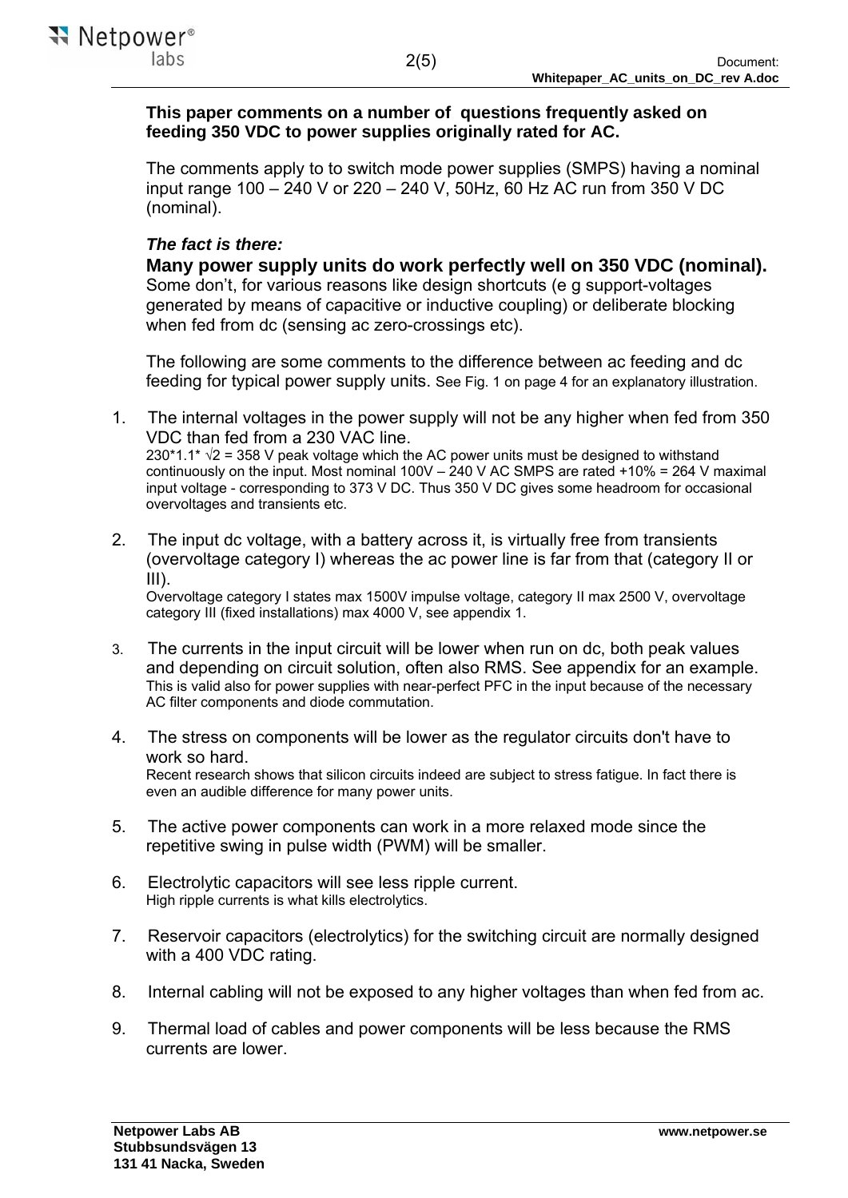**This paper comments on a number of questions frequently asked on feeding 350 VDC to power supplies originally rated for AC.**

The comments apply to to switch mode power supplies (SMPS) having a nominal input range 100 – 240 V or 220 – 240 V, 50Hz, 60 Hz AC run from 350 V DC (nominal).

***The fact is there:***

**Many power supply units do work perfectly well on 350 VDC (nominal).** Some don't, for various reasons like design shortcuts (e g support-voltages generated by means of capacitive or inductive coupling) or deliberate blocking when fed from dc (sensing ac zero-crossings etc).

The following are some comments to the difference between ac feeding and dc feeding for typical power supply units. See Fig. 1 on page 4 for an explanatory illustration.

1. The internal voltages in the power supply will not be any higher when fed from 350 VDC than fed from a 230 VAC line.
   $230 \cdot 1.1 \cdot \sqrt{2} = 358$ V peak voltage which the AC power units must be designed to withstand continuously on the input. Most nominal 100V – 240 V AC SMPS are rated +10% = 264 V maximal input voltage - corresponding to 373 V DC. Thus 350 V DC gives some headroom for occasional overvoltages and transients etc.

2. The input dc voltage, with a battery across it, is virtually free from transients (overvoltage category I) whereas the ac power line is far from that (category II or III).
   Overvoltage category I states max 1500V impulse voltage, category II max 2500 V, overvoltage category III (fixed installations) max 4000 V, see appendix 1.

3. The currents in the input circuit will be lower when run on dc, both peak values and depending on circuit solution, often also RMS. See appendix for an example.
   This is valid also for power supplies with near-perfect PFC in the input because of the necessary AC filter components and diode commutation.

4. The stress on components will be lower as the regulator circuits don't have to work so hard.
   Recent research shows that silicon circuits indeed are subject to stress fatigue. In fact there is even an audible difference for many power units.

5. The active power components can work in a more relaxed mode since the repetitive swing in pulse width (PWM) will be smaller.

6. Electrolytic capacitors will see less ripple current.
   High ripple currents is what kills electrolytics.

7. Reservoir capacitors (electrolytics) for the switching circuit are normally designed with a 400 VDC rating.

8. Internal cabling will not be exposed to any higher voltages than when fed from ac.

9. Thermal load of cables and power components will be less because the RMS currents are lower.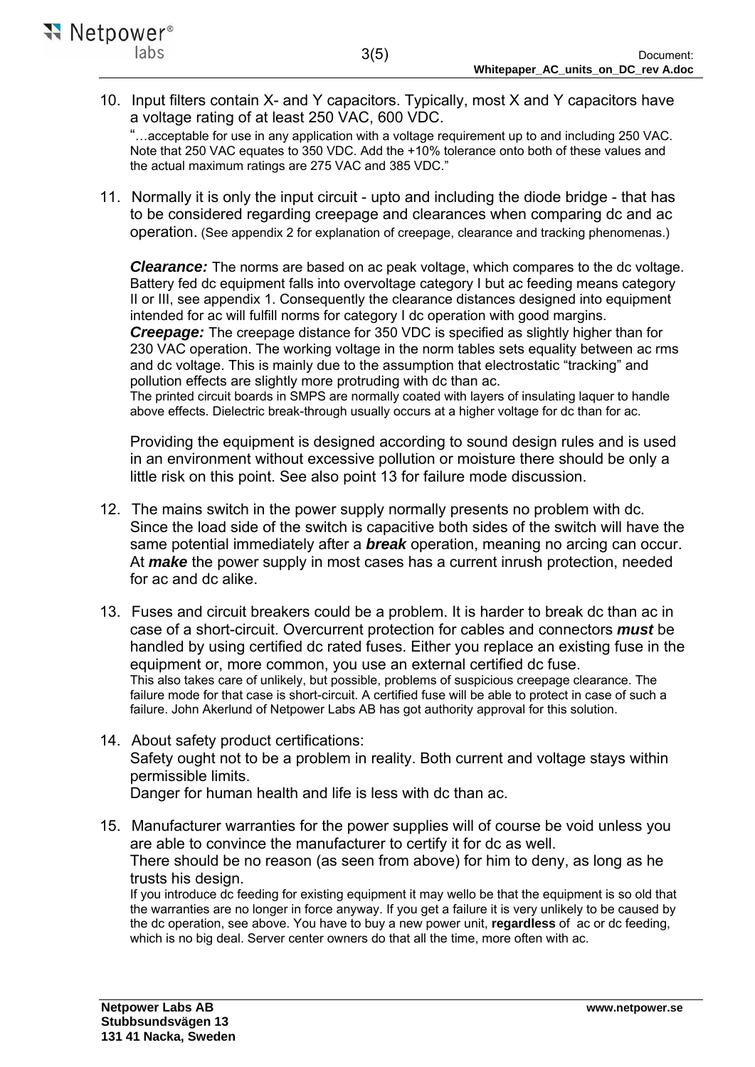10. Input filters contain X- and Y capacitors. Typically, most X and Y capacitors have a voltage rating of at least 250 VAC, 600 VDC.
    "…acceptable for use in any application with a voltage requirement up to and including 250 VAC. Note that 250 VAC equates to 350 VDC. Add the +10% tolerance onto both of these values and the actual maximum ratings are 275 VAC and 385 VDC."

11. Normally it is only the input circuit - upto and including the diode bridge - that has to be considered regarding creepage and clearances when comparing dc and ac operation. (See appendix 2 for explanation of creepage, clearance and tracking phenomenas.)

    ***Clearance:*** The norms are based on ac peak voltage, which compares to the dc voltage. Battery fed dc equipment falls into overvoltage category I but ac feeding means category II or III, see appendix 1. Consequently the clearance distances designed into equipment intended for ac will fulfill norms for category I dc operation with good margins.
    ***Creepage:*** The creepage distance for 350 VDC is specified as slightly higher than for 230 VAC operation. The working voltage in the norm tables sets equality between ac rms and dc voltage. This is mainly due to the assumption that electrostatic "tracking" and pollution effects are slightly more protruding with dc than ac.
    The printed circuit boards in SMPS are normally coated with layers of insulating laquer to handle above effects. Dielectric break-through usually occurs at a higher voltage for dc than for ac.

    Providing the equipment is designed according to sound design rules and is used in an environment without excessive pollution or moisture there should be only a little risk on this point. See also point 13 for failure mode discussion.

12. The mains switch in the power supply normally presents no problem with dc. Since the load side of the switch is capacitive both sides of the switch will have the same potential immediately after a ***break*** operation, meaning no arcing can occur. At ***make*** the power supply in most cases has a current inrush protection, needed for ac and dc alike.

13. Fuses and circuit breakers could be a problem. It is harder to break dc than ac in case of a short-circuit. Overcurrent protection for cables and connectors ***must*** be handled by using certified dc rated fuses. Either you replace an existing fuse in the equipment or, more common, you use an external certified dc fuse.
    This also takes care of unlikely, but possible, problems of suspicious creepage clearance. The failure mode for that case is short-circuit. A certified fuse will be able to protect in case of such a failure. John Akerlund of Netpower Labs AB has got authority approval for this solution.

14. About safety product certifications:
    Safety ought not to be a problem in reality. Both current and voltage stays within permissible limits.
    Danger for human health and life is less with dc than ac.

15. Manufacturer warranties for the power supplies will of course be void unless you are able to convince the manufacturer to certify it for dc as well.
    There should be no reason (as seen from above) for him to deny, as long as he trusts his design.
    If you introduce dc feeding for existing equipment it may wello be that the equipment is so old that the warranties are no longer in force anyway. If you get a failure it is very unlikely to be caused by the dc operation, see above. You have to buy a new power unit, **regardless** of ac or dc feeding, which is no big deal. Server center owners do that all the time, more often with ac.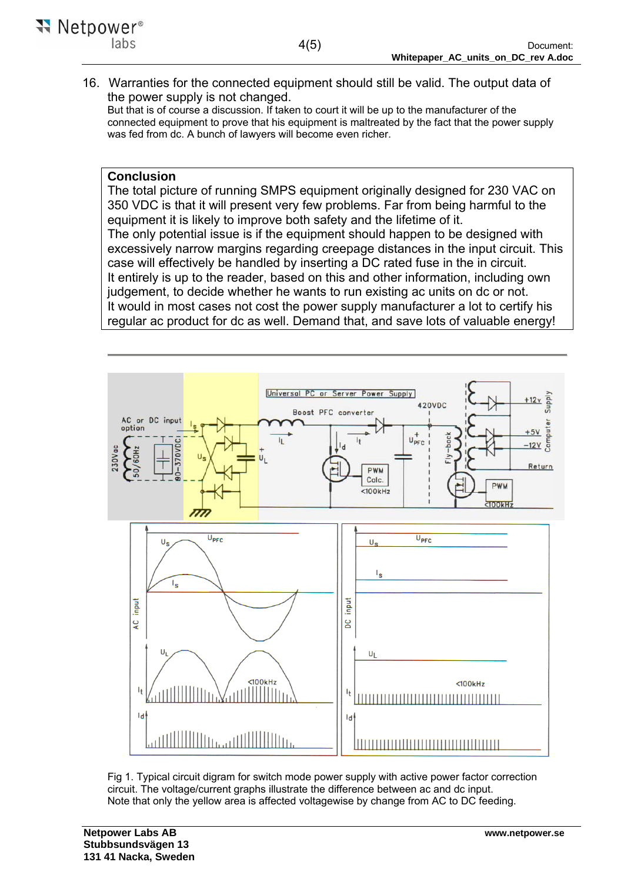16. Warranties for the connected equipment should still be valid. The output data of the power supply is not changed.
    But that is of course a discussion. If taken to court it will be up to the manufacturer of the connected equipment to prove that his equipment is maltreated by the fact that the power supply was fed from dc. A bunch of lawyers will become even richer.

**Conclusion**

The total picture of running SMPS equipment originally designed for 230 VAC on 350 VDC is that it will present very few problems. Far from being harmful to the equipment it is likely to improve both safety and the lifetime of it.
The only potential issue is if the equipment should happen to be designed with excessively narrow margins regarding creepage distances in the input circuit. This case will effectively be handled by inserting a DC rated fuse in the in circuit.
It entirely is up to the reader, based on this and other information, including own judgement, to decide whether he wants to run existing ac units on dc or not.
It would in most cases not cost the power supply manufacturer a lot to certify his regular ac product for dc as well. Demand that, and save lots of valuable energy!

---

Fig 1. Typical circuit digram for switch mode power supply with active power factor correction circuit. The voltage/current graphs illustrate the difference between ac and dc input.
Note that only the yellow area is affected voltagewise by change from AC to DC feeding.

**Netpower Labs AB**
**Stubbsundsvägen 13**
**131 41 Nacka, Sweden**

**www.netpower.se**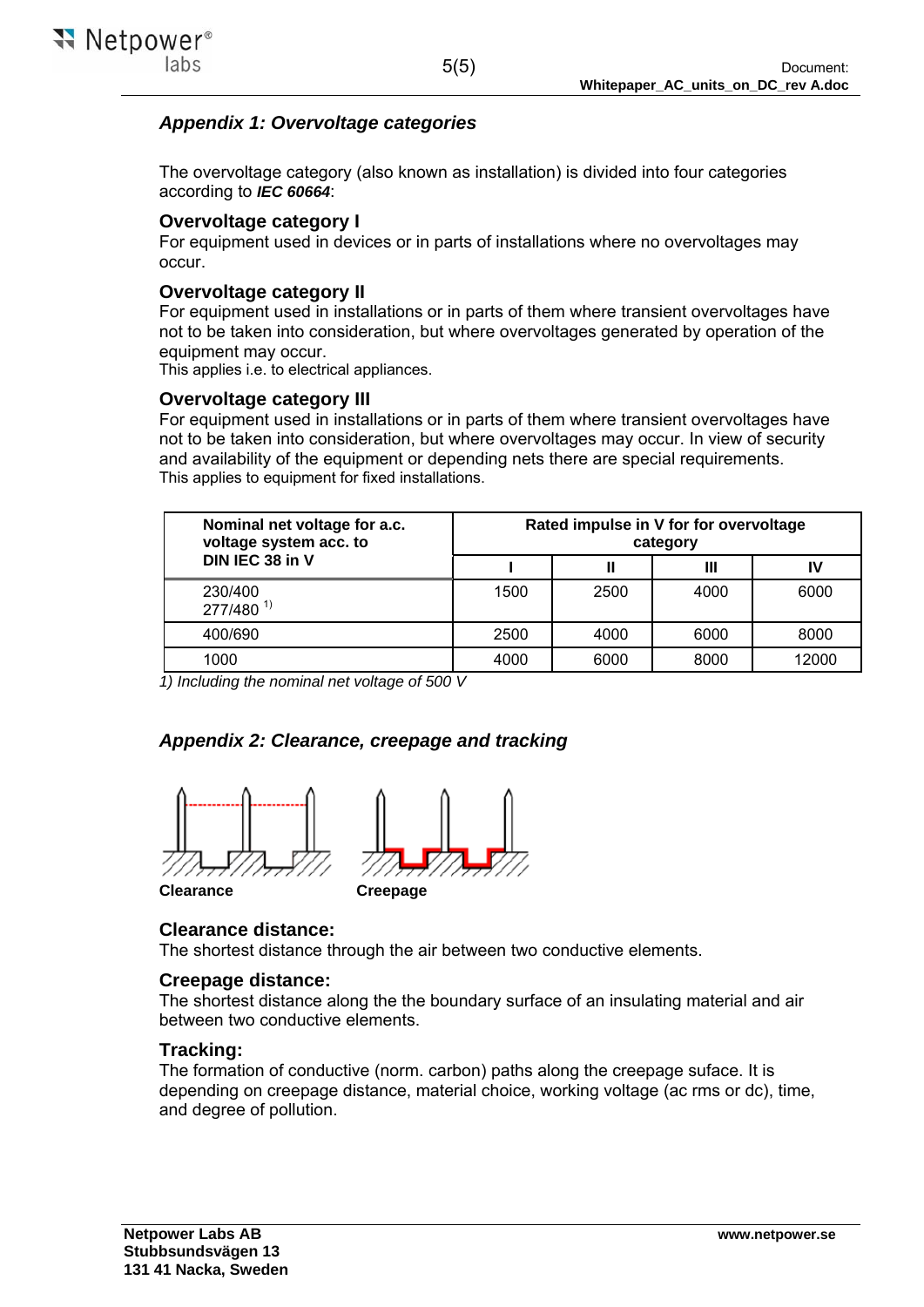## *Appendix 1: Overvoltage categories*

The overvoltage category (also known as installation) is divided into four categories according to ***IEC 60664***:

### Overvoltage category I

For equipment used in devices or in parts of installations where no overvoltages may occur.

### Overvoltage category II

For equipment used in installations or in parts of them where transient overvoltages have not to be taken into consideration, but where overvoltages generated by operation of the equipment may occur.
This applies i.e. to electrical appliances.

### Overvoltage category III

For equipment used in installations or in parts of them where transient overvoltages have not to be taken into consideration, but where overvoltages may occur. In view of security and availability of the equipment or depending nets there are special requirements.
This applies to equipment for fixed installations.

| Nominal net voltage for a.c. voltage system acc. to DIN IEC 38 in V | Rated impulse in V for for overvoltage category | | | |
|---|---|---|---|---|
| | I | II | III | IV |
| 230/400<br>277/480 [1)] | 1500 | 2500 | 4000 | 6000 |
| 400/690 | 2500 | 4000 | 6000 | 8000 |
| 1000 | 4000 | 6000 | 8000 | 12000 |

*1) Including the nominal net voltage of 500 V*

## *Appendix 2: Clearance, creepage and tracking*

**Clearance** **Creepage**

### Clearance distance:

The shortest distance through the air between two conductive elements.

### Creepage distance:

The shortest distance along the the boundary surface of an insulating material and air between two conductive elements.

### Tracking:

The formation of conductive (norm. carbon) paths along the creepage suface. It is depending on creepage distance, material choice, working voltage (ac rms or dc), time, and degree of pollution.